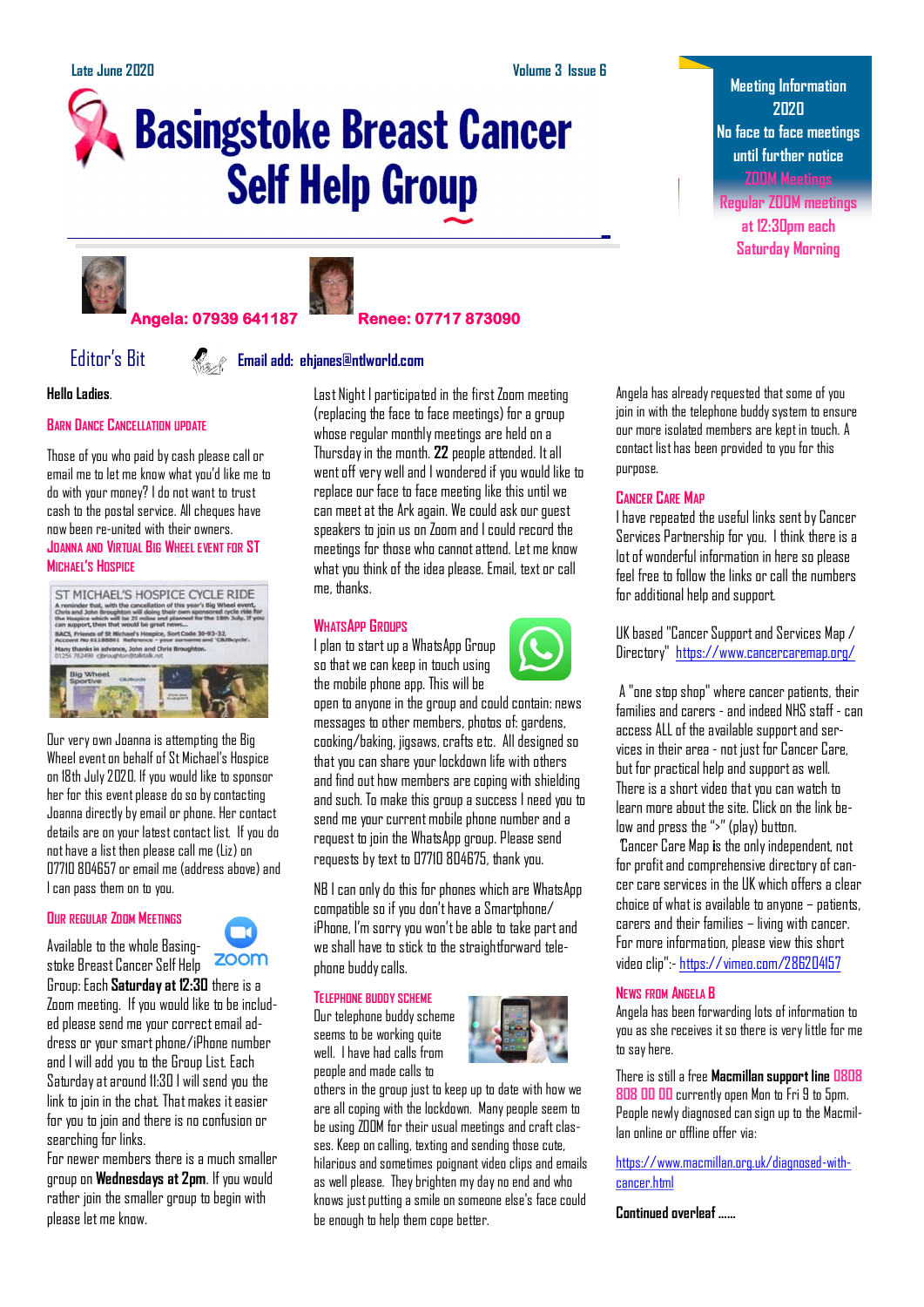Late June 2020 Volume 3 Issue 6

# Basingstoke Breast Cancer Self Help Group

**Meeting Information 2020**
**No face to face meetings until further notice**
**ZOOM Meetings**
**Regular ZOOM meetings at 12:30pm each Saturday Morning**

**Angela: 07939 641187** **Renee: 07717 873090**

## Editor's Bit

**Email add: ehjanes@ntlworld.com**

**Hello Ladies.**

### Barn Dance Cancellation update

Those of you who paid by cash please call or email me to let me know what you'd like me to do with your money? I do not want to trust cash to the postal service. All cheques have now been re-united with their owners.

### Joanna and Virtual Big Wheel event for St Michael's Hospice

ST MICHAEL'S HOSPICE CYCLE RIDE
A reminder that, with the cancellation of this year's Big Wheel event, Chris and John Broughton will doing their own sponsored cycle ride for the Hospice which will be 25 miles and planned for the 18th July. If you can support, then that would be great news...
BACS, Friends of St Michael's Hospice, Sort Code 30-93-32, Account No 01188861 Reference - your surname and 'CBJScycle'.
Many thanks in advance, John and Chris Broughton.
01256 762490 cjbroughton@talktalk.net

Our very own Joanna is attempting the Big Wheel event on behalf of St Michael's Hospice on 18th July 2020. If you would like to sponsor her for this event please do so by contacting Joanna directly by email or phone. Her contact details are on your latest contact list. If you do not have a list then please call me (Liz) on 07710 804657 or email me (address above) and I can pass them on to you.

### Our regular Zoom Meetings

Available to the whole Basingstoke Breast Cancer Self Help Group: Each **Saturday at 12:30** there is a Zoom meeting. If you would like to be included please send me your correct email address or your smart phone/iPhone number and I will add you to the Group List. Each Saturday at around 11:30 I will send you the link to join in the chat. That makes it easier for you to join and there is no confusion or searching for links.

For newer members there is a much smaller group on **Wednesdays at 2pm**. If you would rather join the smaller group to begin with please let me know.

Last Night I participated in the first Zoom meeting (replacing the face to face meetings) for a group whose regular monthly meetings are held on a Thursday in the month. **22** people attended. It all went off very well and I wondered if you would like to replace our face to face meeting like this until we can meet at the Ark again. We could ask our guest speakers to join us on Zoom and I could record the meetings for those who cannot attend. Let me know what you think of the idea please. Email, text or call me, thanks.

### WhatsApp Groups

I plan to start up a WhatsApp Group so that we can keep in touch using the mobile phone app. This will be open to anyone in the group and could contain: news messages to other members, photos of: gardens, cooking/baking, jigsaws, crafts etc. All designed so that you can share your lockdown life with others and find out how members are coping with shielding and such. To make this group a success I need you to send me your current mobile phone number and a request to join the WhatsApp group. Please send requests by text to 07710 804675, thank you.

NB I can only do this for phones which are WhatsApp compatible so if you don't have a Smartphone/iPhone, I'm sorry you won't be able to take part and we shall have to stick to the straightforward telephone buddy calls.

### Telephone Buddy Scheme

Our telephone buddy scheme seems to be working quite well. I have had calls from people and made calls to others in the group just to keep up to date with how we are all coping with the lockdown. Many people seem to be using ZOOM for their usual meetings and craft classes. Keep on calling, texting and sending those cute, hilarious and sometimes poignant video clips and emails as well please. They brighten my day no end and who knows just putting a smile on someone else's face could be enough to help them cope better.

Angela has already requested that some of you join in with the telephone buddy system to ensure our more isolated members are kept in touch. A contact list has been provided to you for this purpose.

### Cancer Care Map

I have repeated the useful links sent by Cancer Services Partnership for you. I think there is a lot of wonderful information in here so please feel free to follow the links or call the numbers for additional help and support.

UK based "Cancer Support and Services Map / Directory" https://www.cancercaremap.org/

A "one stop shop" where cancer patients, their families and carers - and indeed NHS staff - can access ALL of the available support and services in their area - not just for Cancer Care, but for practical help and support as well. There is a short video that you can watch to learn more about the site. Click on the link below and press the ">" (play) button.
'Cancer Care Map is the only independent, not for profit and comprehensive directory of cancer care services in the UK which offers a clear choice of what is available to anyone – patients, carers and their families – living with cancer. For more information, please view this short video clip":- https://vimeo.com/286204157

### News from Angela B

Angela has been forwarding lots of information to you as she receives it so there is very little for me to say here.

There is still a free **Macmillan support line** 0808 808 00 00 currently open Mon to Fri 9 to 5pm. People newly diagnosed can sign up to the Macmillan online or offline offer via:

https://www.macmillan.org.uk/diagnosed-with-cancer.html

**Continued overleaf ……**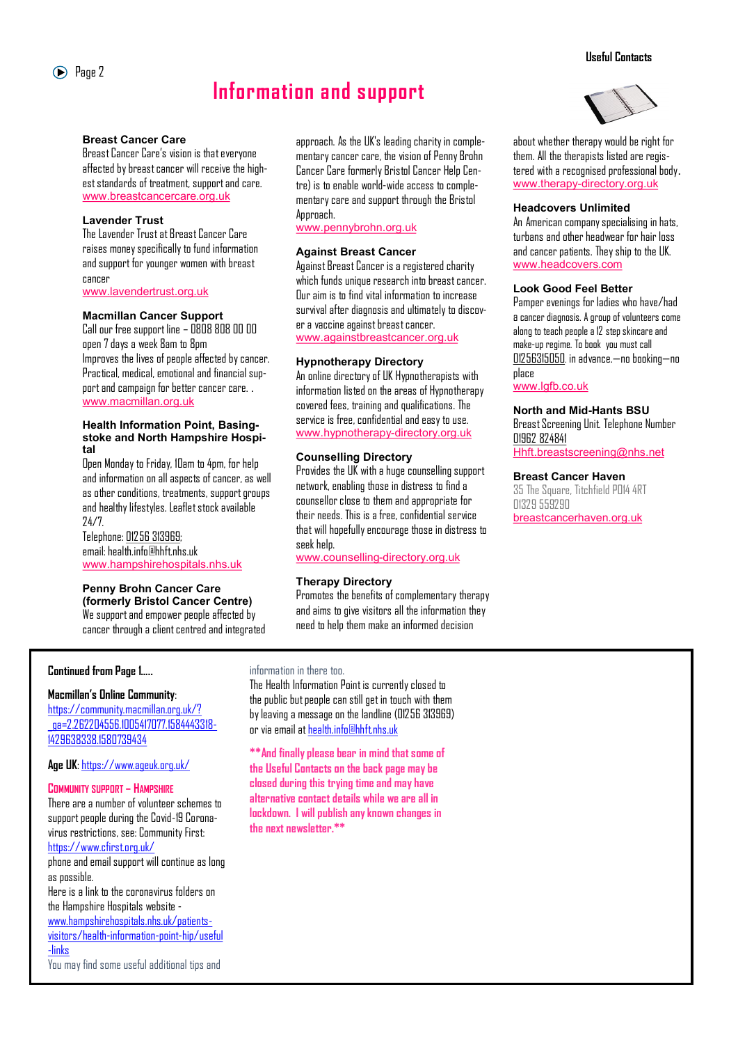# Information and support

### Breast Cancer Care

Breast Cancer Care's vision is that everyone affected by breast cancer will receive the highest standards of treatment, support and care.
www.breastcancercare.org.uk

### Lavender Trust

The Lavender Trust at Breast Cancer Care raises money specifically to fund information and support for younger women with breast cancer
www.lavendertrust.org.uk

### Macmillan Cancer Support

Call our free support line – 0808 808 00 00 open 7 days a week 8am to 8pm
Improves the lives of people affected by cancer. Practical, medical, emotional and financial support and campaign for better cancer care. .
www.macmillan.org.uk

### Health Information Point, Basingstoke and North Hampshire Hospital

Open Monday to Friday, 10am to 4pm, for help and information on all aspects of cancer, as well as other conditions, treatments, support groups and healthy lifestyles. Leaflet stock available 24/7.
Telephone: 01256 313969;
email: health.info@hhft.nhs.uk
www.hampshirehospitals.nhs.uk

### Penny Brohn Cancer Care (formerly Bristol Cancer Centre)

We support and empower people affected by cancer through a client centred and integrated approach. As the UK's leading charity in complementary cancer care, the vision of Penny Brohn Cancer Care formerly Bristol Cancer Help Centre) is to enable world-wide access to complementary care and support through the Bristol Approach.
www.pennybrohn.org.uk

### Against Breast Cancer

Against Breast Cancer is a registered charity which funds unique research into breast cancer. Our aim is to find vital information to increase survival after diagnosis and ultimately to discover a vaccine against breast cancer.
www.againstbreastcancer.org.uk

### Hypnotherapy Directory

An online directory of UK Hypnotherapists with information listed on the areas of Hypnotherapy covered fees, training and qualifications. The service is free, confidential and easy to use.
www.hypnotherapy-directory.org.uk

### Counselling Directory

Provides the UK with a huge counselling support network, enabling those in distress to find a counsellor close to them and appropriate for their needs. This is a free, confidential service that will hopefully encourage those in distress to seek help.
www.counselling-directory.org.uk

### Therapy Directory

Promotes the benefits of complementary therapy and aims to give visitors all the information they need to help them make an informed decision about whether therapy would be right for them. All the therapists listed are registered with a recognised professional body.
www.therapy-directory.org.uk

### Headcovers Unlimited

An American company specialising in hats, turbans and other headwear for hair loss and cancer patients. They ship to the UK.
www.headcovers.com

### Look Good Feel Better

Pamper evenings for ladies who have/had a cancer diagnosis. A group of volunteers come along to teach people a 12 step skincare and make-up regime. To book you must call 01256315050. in advance.—no booking—no place
www.lgfb.co.uk

### North and Mid-Hants BSU

Breast Screening Unit. Telephone Number 01962 824841
Hhft.breastscreening@nhs.net

### Breast Cancer Haven

35 The Square, Titchfield PO14 4RT
01329 559290
breastcancerhaven.org.uk

---

**Continued from Page 1…..**

**Macmillan's Online Community**:
https://community.macmillan.org.uk/?_ga=2.262204556.1005417077.1584443318-1429638338.1580739434

**Age UK**: https://www.ageuk.org.uk/

**Community Support – Hampshire**

There are a number of volunteer schemes to support people during the Covid-19 Coronavirus restrictions, see: Community First: https://www.cfirst.org.uk/
phone and email support will continue as long as possible.
Here is a link to the coronavirus folders on the Hampshire Hospitals website - www.hampshirehospitals.nhs.uk/patients-visitors/health-information-point-hip/useful-links
You may find some useful additional tips and information in there too.
The Health Information Point is currently closed to the public but people can still get in touch with them by leaving a message on the landline (01256 313969) or via email at health.info@hhft.nhs.uk

**\*\*And finally please bear in mind that some of the Useful Contacts on the back page may be closed during this trying time and may have alternative contact details while we are all in lockdown. I will publish any known changes in the next newsletter.\*\***